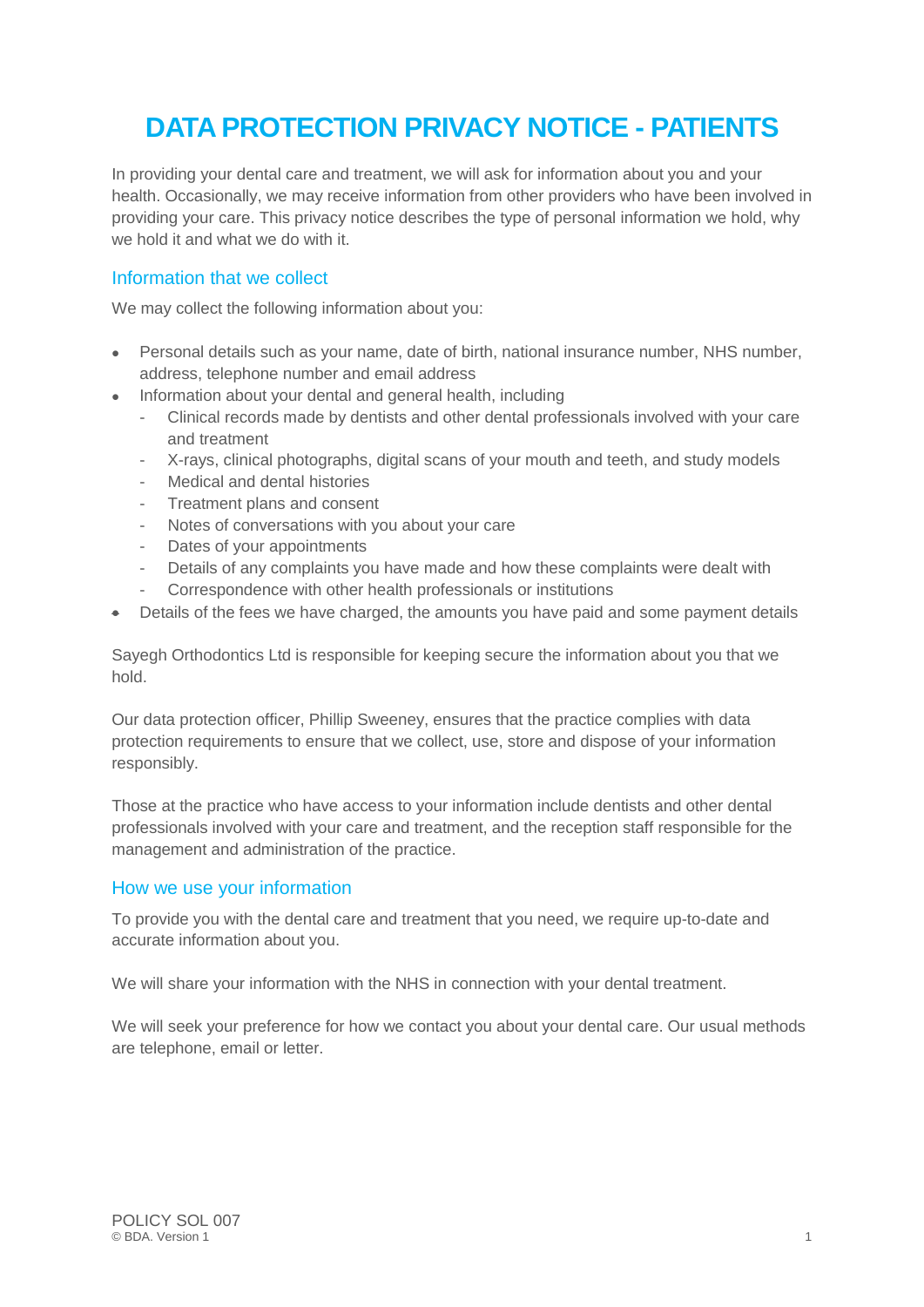# DATA PROTECTION PRIVACY NOTICE - PATIENTS

In providing your dental care and treatment, we will ask for information about you and your health. Occasionally, we may receive information from other providers who have been involved in providing your care. This privacy notice describes the type of personal information we hold, why we hold it and what we do with it.

## Information that we collect

We may collect the following information about you:

- Personal details such as your name, date of birth, national insurance number, NHS number, address, telephone number and email address
- Information about your dental and general health, including
  - Clinical records made by dentists and other dental professionals involved with your care and treatment
  - X-rays, clinical photographs, digital scans of your mouth and teeth, and study models
  - Medical and dental histories
  - Treatment plans and consent
  - Notes of conversations with you about your care
  - Dates of your appointments
  - Details of any complaints you have made and how these complaints were dealt with
  - Correspondence with other health professionals or institutions
- Details of the fees we have charged, the amounts you have paid and some payment details

Sayegh Orthodontics Ltd is responsible for keeping secure the information about you that we hold.

Our data protection officer, Phillip Sweeney, ensures that the practice complies with data protection requirements to ensure that we collect, use, store and dispose of your information responsibly.

Those at the practice who have access to your information include dentists and other dental professionals involved with your care and treatment, and the reception staff responsible for the management and administration of the practice.

## How we use your information

To provide you with the dental care and treatment that you need, we require up-to-date and accurate information about you.

We will share your information with the NHS in connection with your dental treatment.

We will seek your preference for how we contact you about your dental care. Our usual methods are telephone, email or letter.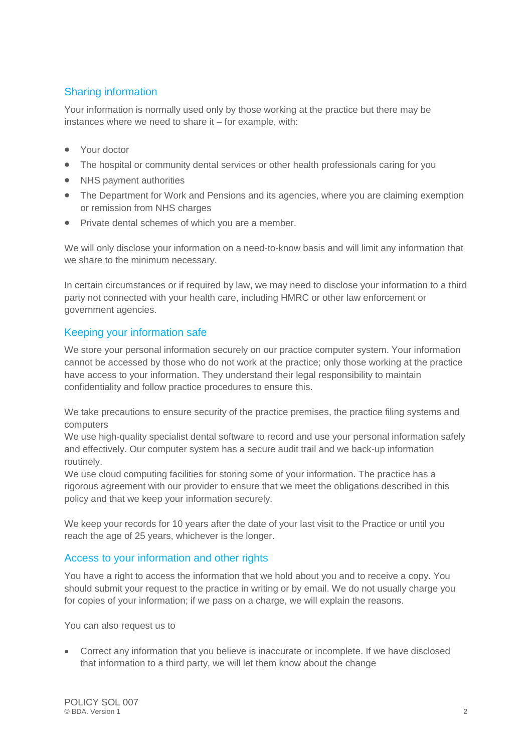## Sharing information

Your information is normally used only by those working at the practice but there may be instances where we need to share it – for example, with:

- Your doctor
- The hospital or community dental services or other health professionals caring for you
- NHS payment authorities
- The Department for Work and Pensions and its agencies, where you are claiming exemption or remission from NHS charges
- Private dental schemes of which you are a member.

We will only disclose your information on a need-to-know basis and will limit any information that we share to the minimum necessary.

In certain circumstances or if required by law, we may need to disclose your information to a third party not connected with your health care, including HMRC or other law enforcement or government agencies.

## Keeping your information safe

We store your personal information securely on our practice computer system. Your information cannot be accessed by those who do not work at the practice; only those working at the practice have access to your information. They understand their legal responsibility to maintain confidentiality and follow practice procedures to ensure this.

We take precautions to ensure security of the practice premises, the practice filing systems and computers
We use high-quality specialist dental software to record and use your personal information safely and effectively. Our computer system has a secure audit trail and we back-up information routinely.
We use cloud computing facilities for storing some of your information. The practice has a rigorous agreement with our provider to ensure that we meet the obligations described in this policy and that we keep your information securely.

We keep your records for 10 years after the date of your last visit to the Practice or until you reach the age of 25 years, whichever is the longer.

## Access to your information and other rights

You have a right to access the information that we hold about you and to receive a copy. You should submit your request to the practice in writing or by email. We do not usually charge you for copies of your information; if we pass on a charge, we will explain the reasons.

You can also request us to

- Correct any information that you believe is inaccurate or incomplete. If we have disclosed that information to a third party, we will let them know about the change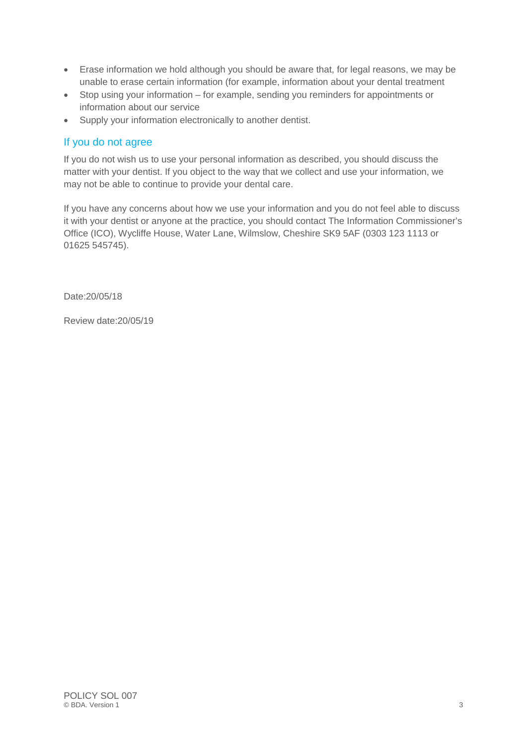- Erase information we hold although you should be aware that, for legal reasons, we may be unable to erase certain information (for example, information about your dental treatment
- Stop using your information – for example, sending you reminders for appointments or information about our service
- Supply your information electronically to another dentist.

## If you do not agree

If you do not wish us to use your personal information as described, you should discuss the matter with your dentist. If you object to the way that we collect and use your information, we may not be able to continue to provide your dental care.

If you have any concerns about how we use your information and you do not feel able to discuss it with your dentist or anyone at the practice, you should contact The Information Commissioner's Office (ICO), Wycliffe House, Water Lane, Wilmslow, Cheshire SK9 5AF (0303 123 1113 or 01625 545745).

Date:20/05/18

Review date:20/05/19

POLICY SOL 007
© BDA. Version 1